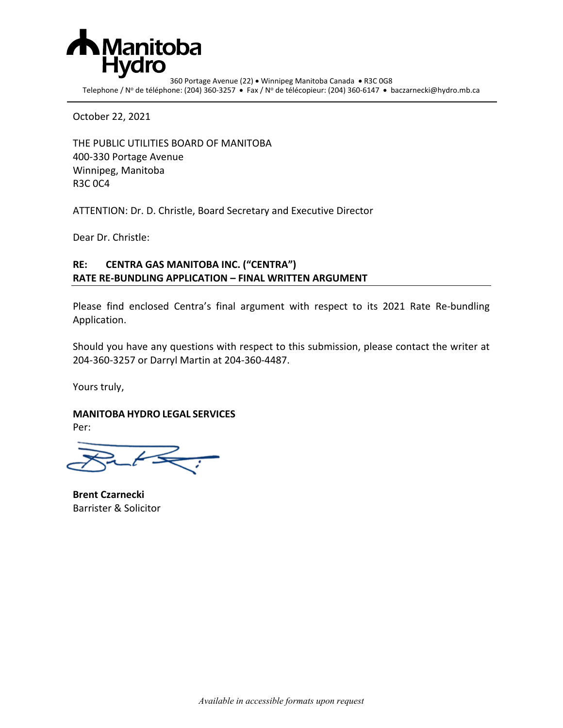Manitoba Hydro

360 Portage Avenue (22) • Winnipeg Manitoba Canada • R3C 0G8
Telephone / Nº de téléphone: (204) 360-3257 • Fax / Nº de télécopieur: (204) 360-6147 • baczarnecki@hydro.mb.ca

October 22, 2021

THE PUBLIC UTILITIES BOARD OF MANITOBA
400-330 Portage Avenue
Winnipeg, Manitoba
R3C 0C4

ATTENTION: Dr. D. Christle, Board Secretary and Executive Director

Dear Dr. Christle:

**RE: CENTRA GAS MANITOBA INC. ("CENTRA")**
**RATE RE-BUNDLING APPLICATION – FINAL WRITTEN ARGUMENT**

Please find enclosed Centra's final argument with respect to its 2021 Rate Re-bundling Application.

Should you have any questions with respect to this submission, please contact the writer at 204-360-3257 or Darryl Martin at 204-360-4487.

Yours truly,

**MANITOBA HYDRO LEGAL SERVICES**
Per:

**Brent Czarnecki**
Barrister & Solicitor

*Available in accessible formats upon request*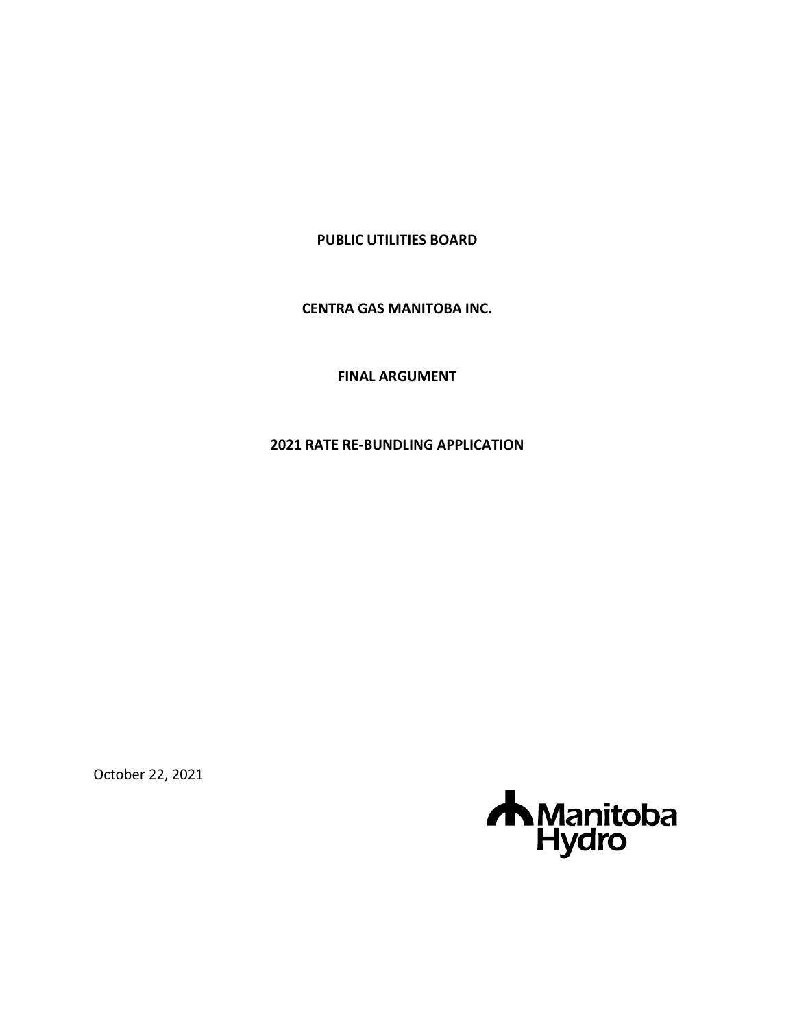**PUBLIC UTILITIES BOARD**

**CENTRA GAS MANITOBA INC.**

**FINAL ARGUMENT**

**2021 RATE RE-BUNDLING APPLICATION**

October 22, 2021

Manitoba Hydro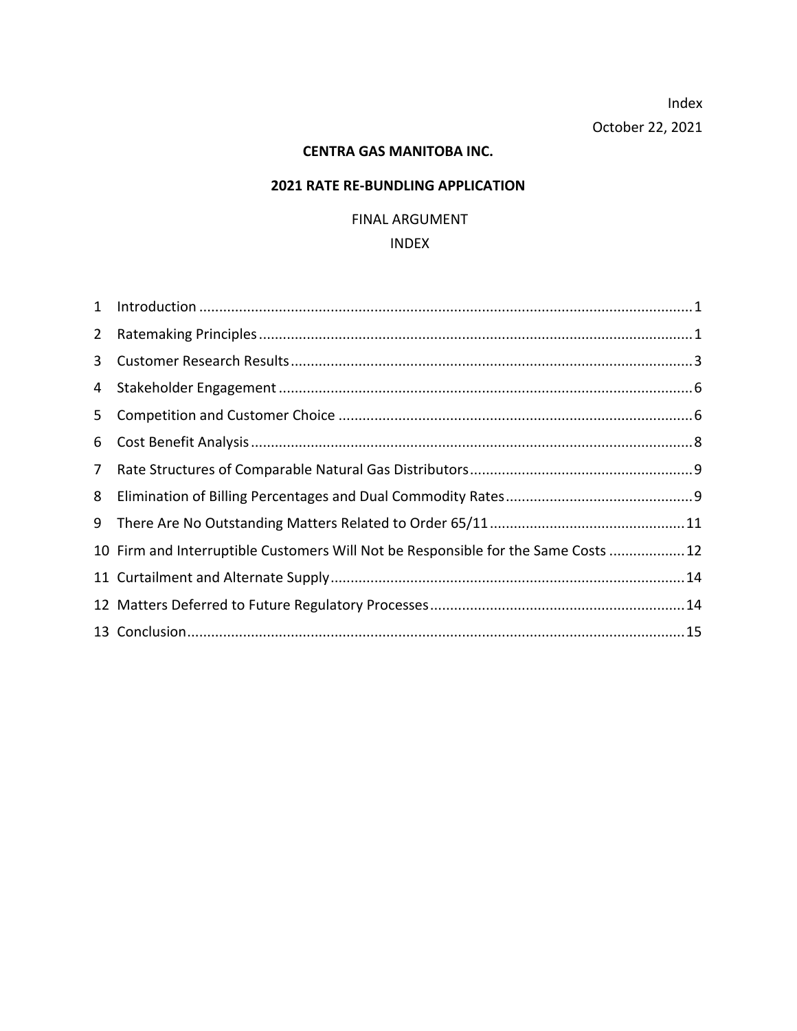Index

October 22, 2021

**CENTRA GAS MANITOBA INC.**

**2021 RATE RE-BUNDLING APPLICATION**

FINAL ARGUMENT

INDEX

1 Introduction ........................................................................................................................ 1

2 Ratemaking Principles ........................................................................................................ 1

3 Customer Research Results ................................................................................................ 3

4 Stakeholder Engagement .................................................................................................... 6

5 Competition and Customer Choice ..................................................................................... 6

6 Cost Benefit Analysis ........................................................................................................... 8

7 Rate Structures of Comparable Natural Gas Distributors .................................................... 9

8 Elimination of Billing Percentages and Dual Commodity Rates ........................................... 9

9 There Are No Outstanding Matters Related to Order 65/11 .............................................. 11

10 Firm and Interruptible Customers Will Not be Responsible for the Same Costs .................. 12

11 Curtailment and Alternate Supply ..................................................................................... 14

12 Matters Deferred to Future Regulatory Processes ............................................................. 14

13 Conclusion ......................................................................................................................... 15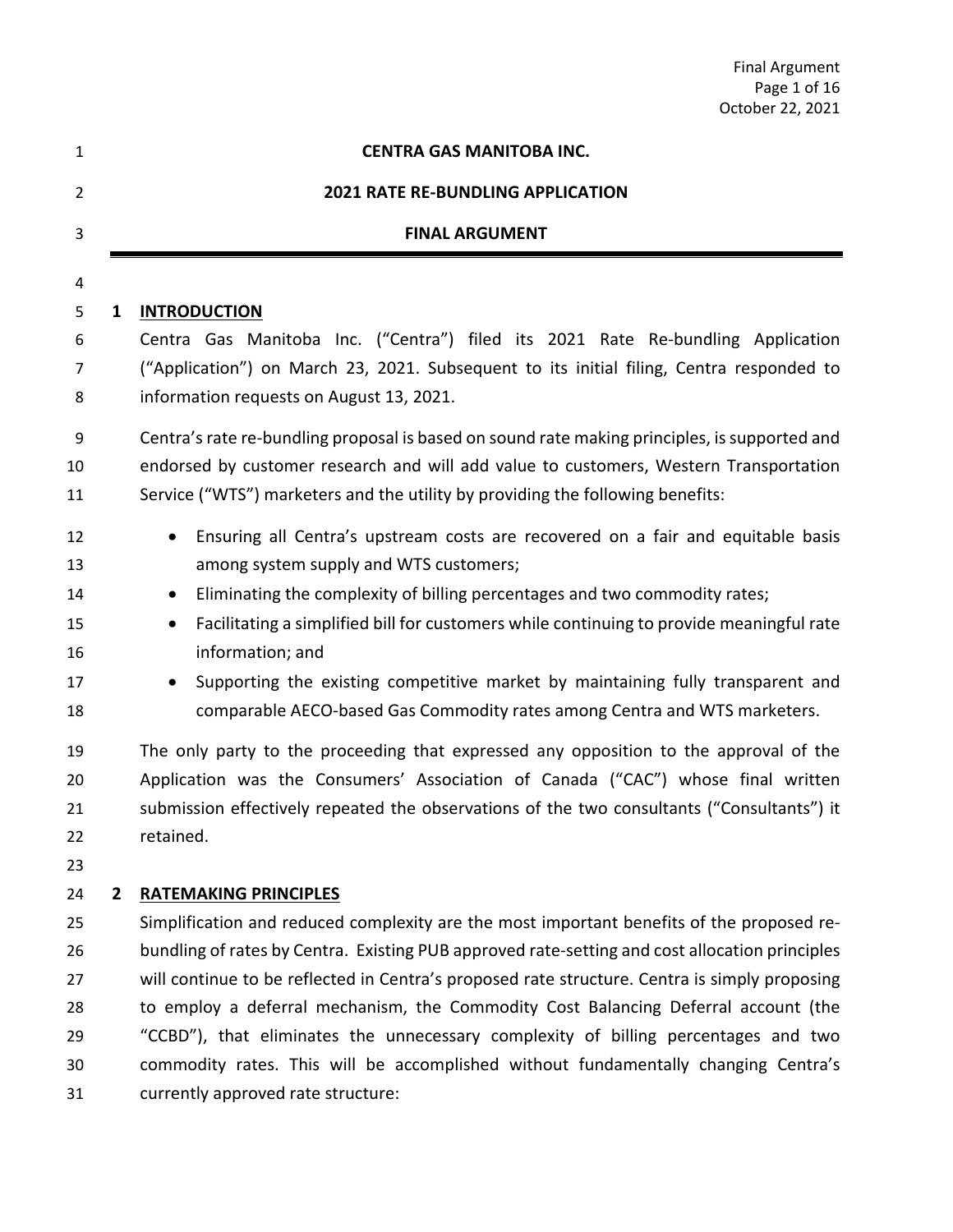# CENTRA GAS MANITOBA INC.

## 2021 RATE RE-BUNDLING APPLICATION

## FINAL ARGUMENT

## 1 INTRODUCTION

Centra Gas Manitoba Inc. ("Centra") filed its 2021 Rate Re-bundling Application ("Application") on March 23, 2021. Subsequent to its initial filing, Centra responded to information requests on August 13, 2021.

Centra's rate re-bundling proposal is based on sound rate making principles, is supported and endorsed by customer research and will add value to customers, Western Transportation Service ("WTS") marketers and the utility by providing the following benefits:

- Ensuring all Centra's upstream costs are recovered on a fair and equitable basis among system supply and WTS customers;
- Eliminating the complexity of billing percentages and two commodity rates;
- Facilitating a simplified bill for customers while continuing to provide meaningful rate information; and
- Supporting the existing competitive market by maintaining fully transparent and comparable AECO-based Gas Commodity rates among Centra and WTS marketers.

The only party to the proceeding that expressed any opposition to the approval of the Application was the Consumers' Association of Canada ("CAC") whose final written submission effectively repeated the observations of the two consultants ("Consultants") it retained.

## 2 RATEMAKING PRINCIPLES

Simplification and reduced complexity are the most important benefits of the proposed re-bundling of rates by Centra. Existing PUB approved rate-setting and cost allocation principles will continue to be reflected in Centra's proposed rate structure. Centra is simply proposing to employ a deferral mechanism, the Commodity Cost Balancing Deferral account (the "CCBD"), that eliminates the unnecessary complexity of billing percentages and two commodity rates. This will be accomplished without fundamentally changing Centra's currently approved rate structure: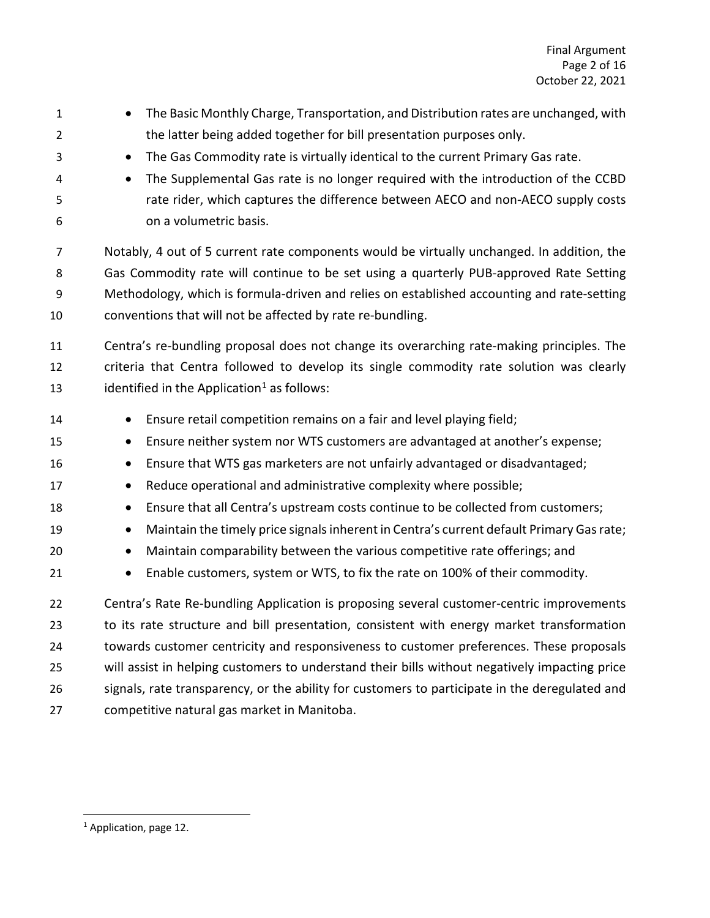- The Basic Monthly Charge, Transportation, and Distribution rates are unchanged, with the latter being added together for bill presentation purposes only.
- The Gas Commodity rate is virtually identical to the current Primary Gas rate.
- The Supplemental Gas rate is no longer required with the introduction of the CCBD rate rider, which captures the difference between AECO and non-AECO supply costs on a volumetric basis.

Notably, 4 out of 5 current rate components would be virtually unchanged. In addition, the Gas Commodity rate will continue to be set using a quarterly PUB-approved Rate Setting Methodology, which is formula-driven and relies on established accounting and rate-setting conventions that will not be affected by rate re-bundling.

Centra's re-bundling proposal does not change its overarching rate-making principles. The criteria that Centra followed to develop its single commodity rate solution was clearly identified in the Application[1] as follows:

- Ensure retail competition remains on a fair and level playing field;
- Ensure neither system nor WTS customers are advantaged at another's expense;
- Ensure that WTS gas marketers are not unfairly advantaged or disadvantaged;
- Reduce operational and administrative complexity where possible;
- Ensure that all Centra's upstream costs continue to be collected from customers;
- Maintain the timely price signals inherent in Centra's current default Primary Gas rate;
- Maintain comparability between the various competitive rate offerings; and
- Enable customers, system or WTS, to fix the rate on 100% of their commodity.

Centra's Rate Re-bundling Application is proposing several customer-centric improvements to its rate structure and bill presentation, consistent with energy market transformation towards customer centricity and responsiveness to customer preferences. These proposals will assist in helping customers to understand their bills without negatively impacting price signals, rate transparency, or the ability for customers to participate in the deregulated and competitive natural gas market in Manitoba.

[1] Application, page 12.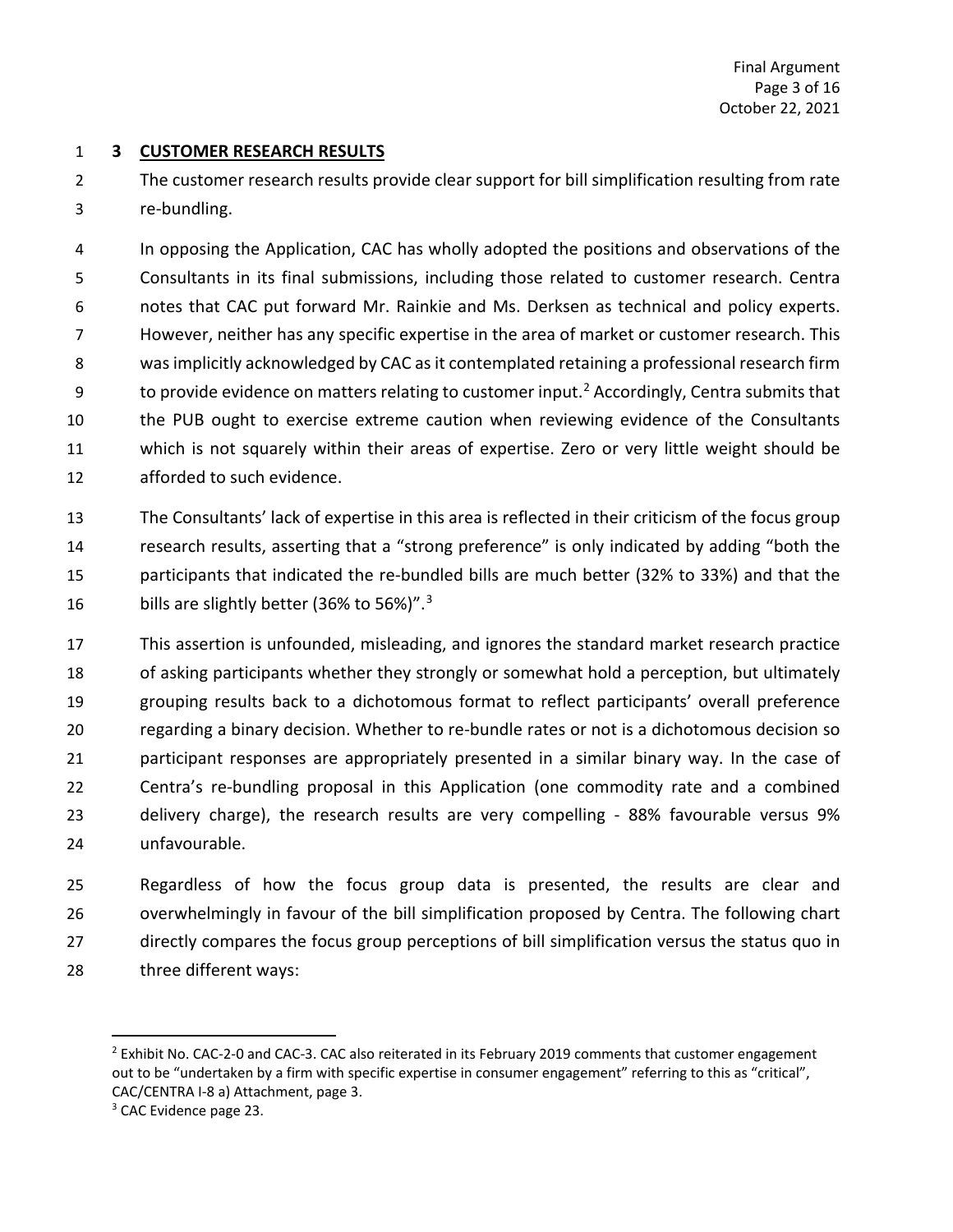## 3 CUSTOMER RESEARCH RESULTS

The customer research results provide clear support for bill simplification resulting from rate re-bundling.

In opposing the Application, CAC has wholly adopted the positions and observations of the Consultants in its final submissions, including those related to customer research. Centra notes that CAC put forward Mr. Rainkie and Ms. Derksen as technical and policy experts. However, neither has any specific expertise in the area of market or customer research. This was implicitly acknowledged by CAC as it contemplated retaining a professional research firm to provide evidence on matters relating to customer input.[2] Accordingly, Centra submits that the PUB ought to exercise extreme caution when reviewing evidence of the Consultants which is not squarely within their areas of expertise. Zero or very little weight should be afforded to such evidence.

The Consultants' lack of expertise in this area is reflected in their criticism of the focus group research results, asserting that a "strong preference" is only indicated by adding "both the participants that indicated the re-bundled bills are much better (32% to 33%) and that the bills are slightly better (36% to 56%)".[3]

This assertion is unfounded, misleading, and ignores the standard market research practice of asking participants whether they strongly or somewhat hold a perception, but ultimately grouping results back to a dichotomous format to reflect participants' overall preference regarding a binary decision. Whether to re-bundle rates or not is a dichotomous decision so participant responses are appropriately presented in a similar binary way. In the case of Centra's re-bundling proposal in this Application (one commodity rate and a combined delivery charge), the research results are very compelling - 88% favourable versus 9% unfavourable.

Regardless of how the focus group data is presented, the results are clear and overwhelmingly in favour of the bill simplification proposed by Centra. The following chart directly compares the focus group perceptions of bill simplification versus the status quo in three different ways:

---

[2] Exhibit No. CAC-2-0 and CAC-3. CAC also reiterated in its February 2019 comments that customer engagement out to be "undertaken by a firm with specific expertise in consumer engagement" referring to this as "critical", CAC/CENTRA I-8 a) Attachment, page 3.

[3] CAC Evidence page 23.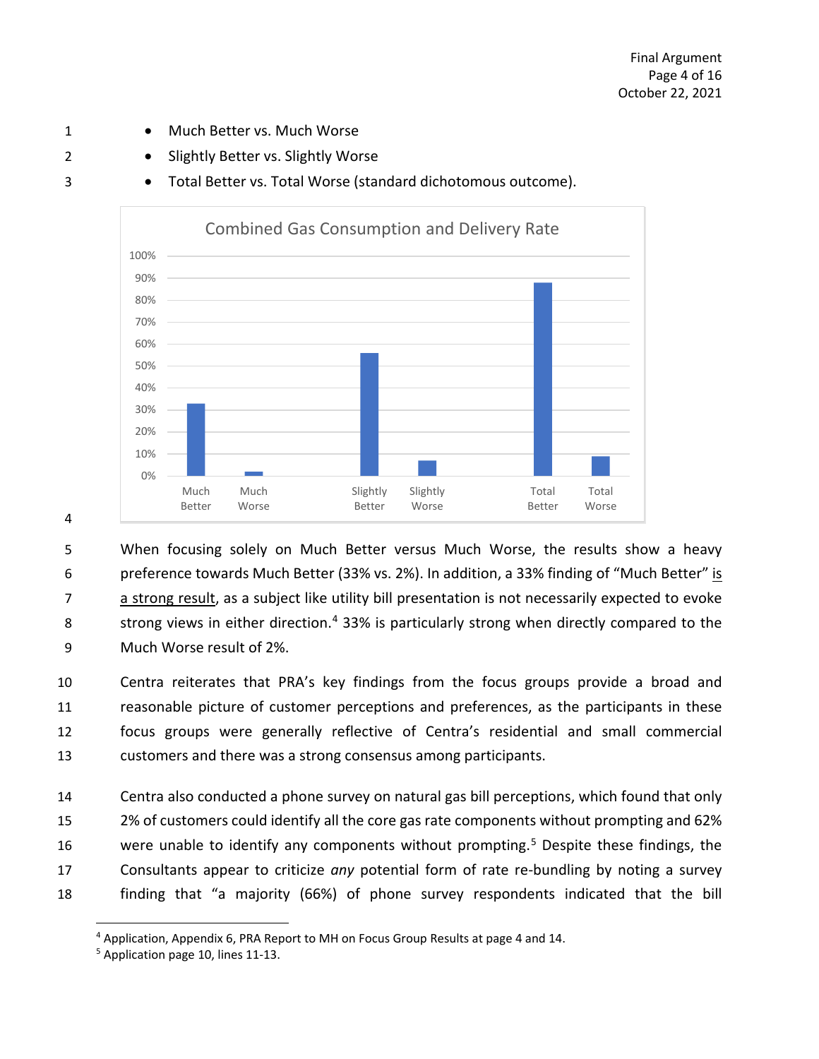- Much Better vs. Much Worse
- Slightly Better vs. Slightly Worse
- Total Better vs. Total Worse (standard dichotomous outcome).

When focusing solely on Much Better versus Much Worse, the results show a heavy preference towards Much Better (33% vs. 2%). In addition, a 33% finding of "Much Better" <u>is a strong result</u>, as a subject like utility bill presentation is not necessarily expected to evoke strong views in either direction.[4] 33% is particularly strong when directly compared to the Much Worse result of 2%.

Centra reiterates that PRA's key findings from the focus groups provide a broad and reasonable picture of customer perceptions and preferences, as the participants in these focus groups were generally reflective of Centra's residential and small commercial customers and there was a strong consensus among participants.

Centra also conducted a phone survey on natural gas bill perceptions, which found that only 2% of customers could identify all the core gas rate components without prompting and 62% were unable to identify any components without prompting.[5] Despite these findings, the Consultants appear to criticize *any* potential form of rate re-bundling by noting a survey finding that "a majority (66%) of phone survey respondents indicated that the bill

[4] Application, Appendix 6, PRA Report to MH on Focus Group Results at page 4 and 14.

[5] Application page 10, lines 11-13.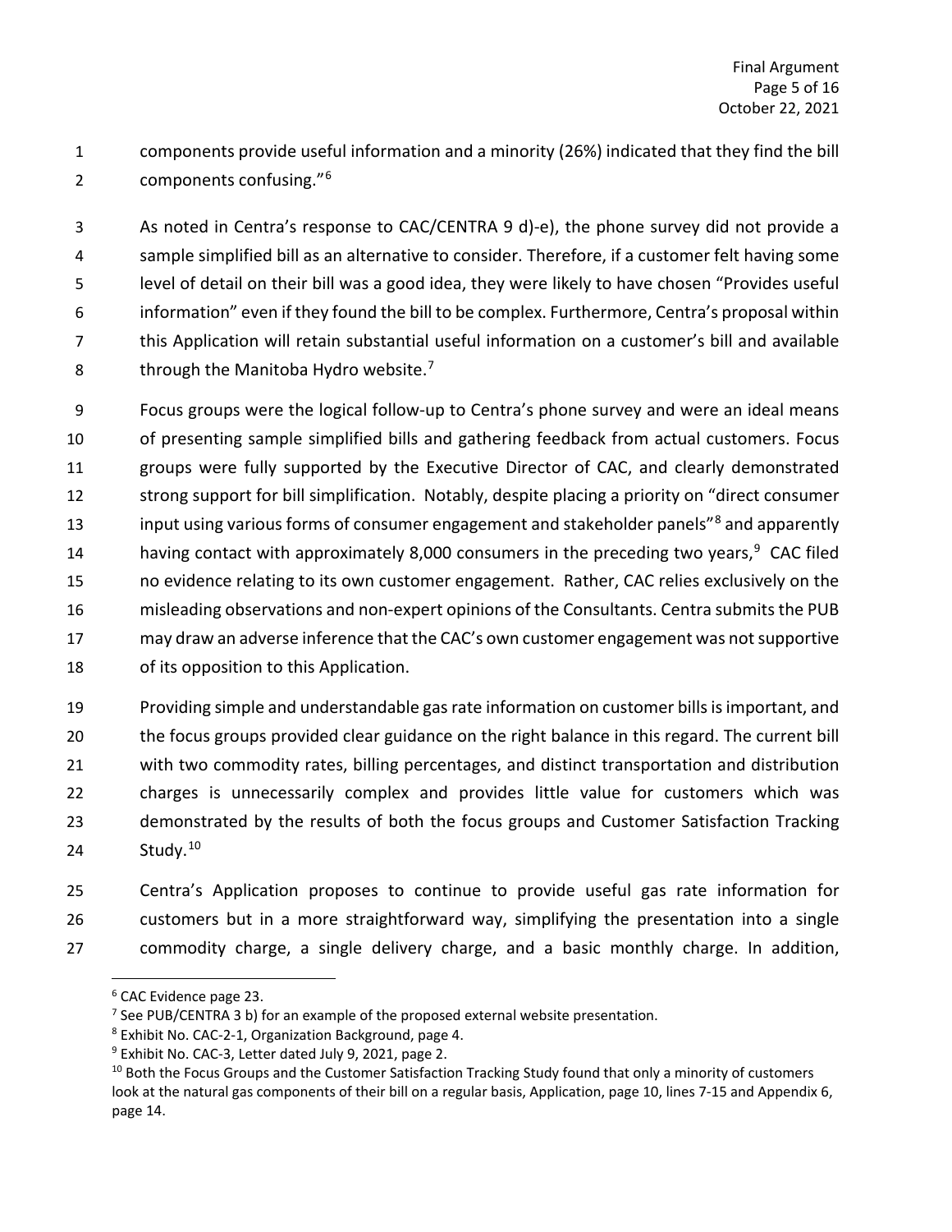components provide useful information and a minority (26%) indicated that they find the bill components confusing."[6]

As noted in Centra's response to CAC/CENTRA 9 d)-e), the phone survey did not provide a sample simplified bill as an alternative to consider. Therefore, if a customer felt having some level of detail on their bill was a good idea, they were likely to have chosen "Provides useful information" even if they found the bill to be complex. Furthermore, Centra's proposal within this Application will retain substantial useful information on a customer's bill and available through the Manitoba Hydro website.[7]

Focus groups were the logical follow-up to Centra's phone survey and were an ideal means of presenting sample simplified bills and gathering feedback from actual customers. Focus groups were fully supported by the Executive Director of CAC, and clearly demonstrated strong support for bill simplification. Notably, despite placing a priority on "direct consumer input using various forms of consumer engagement and stakeholder panels"[8] and apparently having contact with approximately 8,000 consumers in the preceding two years,[9] CAC filed no evidence relating to its own customer engagement. Rather, CAC relies exclusively on the misleading observations and non-expert opinions of the Consultants. Centra submits the PUB may draw an adverse inference that the CAC's own customer engagement was not supportive of its opposition to this Application.

Providing simple and understandable gas rate information on customer bills is important, and the focus groups provided clear guidance on the right balance in this regard. The current bill with two commodity rates, billing percentages, and distinct transportation and distribution charges is unnecessarily complex and provides little value for customers which was demonstrated by the results of both the focus groups and Customer Satisfaction Tracking Study.[10]

Centra's Application proposes to continue to provide useful gas rate information for customers but in a more straightforward way, simplifying the presentation into a single commodity charge, a single delivery charge, and a basic monthly charge. In addition,

---

[6] CAC Evidence page 23.

[7] See PUB/CENTRA 3 b) for an example of the proposed external website presentation.

[8] Exhibit No. CAC-2-1, Organization Background, page 4.

[9] Exhibit No. CAC-3, Letter dated July 9, 2021, page 2.

[10] Both the Focus Groups and the Customer Satisfaction Tracking Study found that only a minority of customers look at the natural gas components of their bill on a regular basis, Application, page 10, lines 7-15 and Appendix 6, page 14.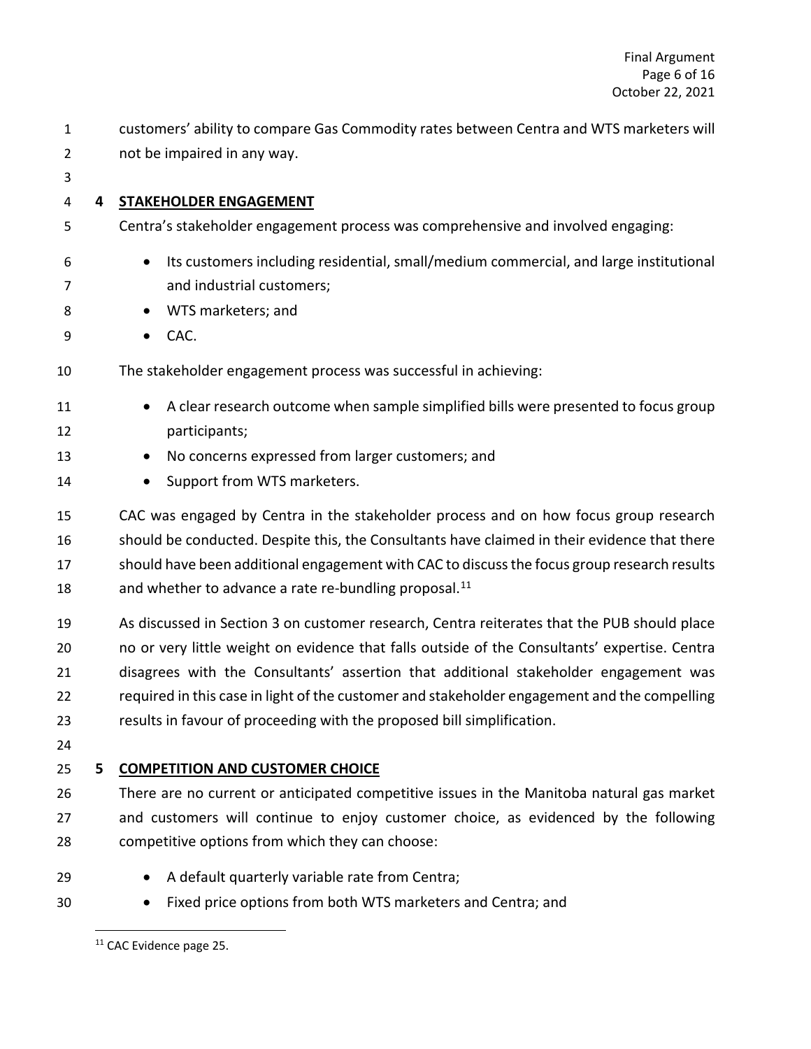customers' ability to compare Gas Commodity rates between Centra and WTS marketers will not be impaired in any way.

## 4 STAKEHOLDER ENGAGEMENT

Centra's stakeholder engagement process was comprehensive and involved engaging:

- Its customers including residential, small/medium commercial, and large institutional and industrial customers;
- WTS marketers; and
- CAC.

The stakeholder engagement process was successful in achieving:

- A clear research outcome when sample simplified bills were presented to focus group participants;
- No concerns expressed from larger customers; and
- Support from WTS marketers.

CAC was engaged by Centra in the stakeholder process and on how focus group research should be conducted. Despite this, the Consultants have claimed in their evidence that there should have been additional engagement with CAC to discuss the focus group research results and whether to advance a rate re-bundling proposal.[11]

As discussed in Section 3 on customer research, Centra reiterates that the PUB should place no or very little weight on evidence that falls outside of the Consultants' expertise. Centra disagrees with the Consultants' assertion that additional stakeholder engagement was required in this case in light of the customer and stakeholder engagement and the compelling results in favour of proceeding with the proposed bill simplification.

## 5 COMPETITION AND CUSTOMER CHOICE

There are no current or anticipated competitive issues in the Manitoba natural gas market and customers will continue to enjoy customer choice, as evidenced by the following competitive options from which they can choose:

- A default quarterly variable rate from Centra;
- Fixed price options from both WTS marketers and Centra; and

[11] CAC Evidence page 25.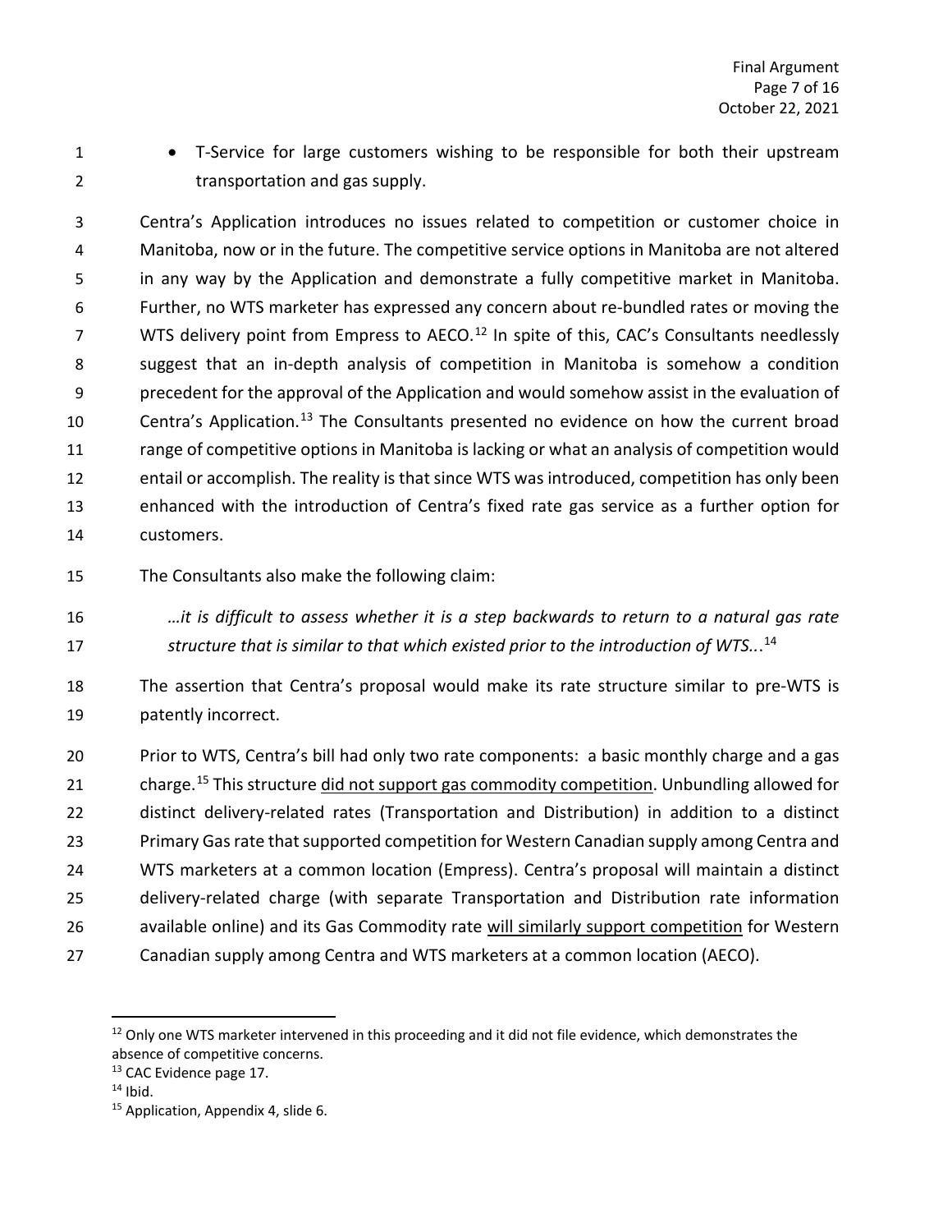- T-Service for large customers wishing to be responsible for both their upstream transportation and gas supply.

Centra's Application introduces no issues related to competition or customer choice in Manitoba, now or in the future. The competitive service options in Manitoba are not altered in any way by the Application and demonstrate a fully competitive market in Manitoba. Further, no WTS marketer has expressed any concern about re-bundled rates or moving the WTS delivery point from Empress to AECO.[12] In spite of this, CAC's Consultants needlessly suggest that an in-depth analysis of competition in Manitoba is somehow a condition precedent for the approval of the Application and would somehow assist in the evaluation of Centra's Application.[13] The Consultants presented no evidence on how the current broad range of competitive options in Manitoba is lacking or what an analysis of competition would entail or accomplish. The reality is that since WTS was introduced, competition has only been enhanced with the introduction of Centra's fixed rate gas service as a further option for customers.

The Consultants also make the following claim:

> *…it is difficult to assess whether it is a step backwards to return to a natural gas rate structure that is similar to that which existed prior to the introduction of WTS...*[14]

The assertion that Centra's proposal would make its rate structure similar to pre-WTS is patently incorrect.

Prior to WTS, Centra's bill had only two rate components: a basic monthly charge and a gas charge.[15] This structure <u>did not support gas commodity competition</u>. Unbundling allowed for distinct delivery-related rates (Transportation and Distribution) in addition to a distinct Primary Gas rate that supported competition for Western Canadian supply among Centra and WTS marketers at a common location (Empress). Centra's proposal will maintain a distinct delivery-related charge (with separate Transportation and Distribution rate information available online) and its Gas Commodity rate <u>will similarly support competition</u> for Western Canadian supply among Centra and WTS marketers at a common location (AECO).

---

[12] Only one WTS marketer intervened in this proceeding and it did not file evidence, which demonstrates the absence of competitive concerns.

[13] CAC Evidence page 17.

[14] Ibid.

[15] Application, Appendix 4, slide 6.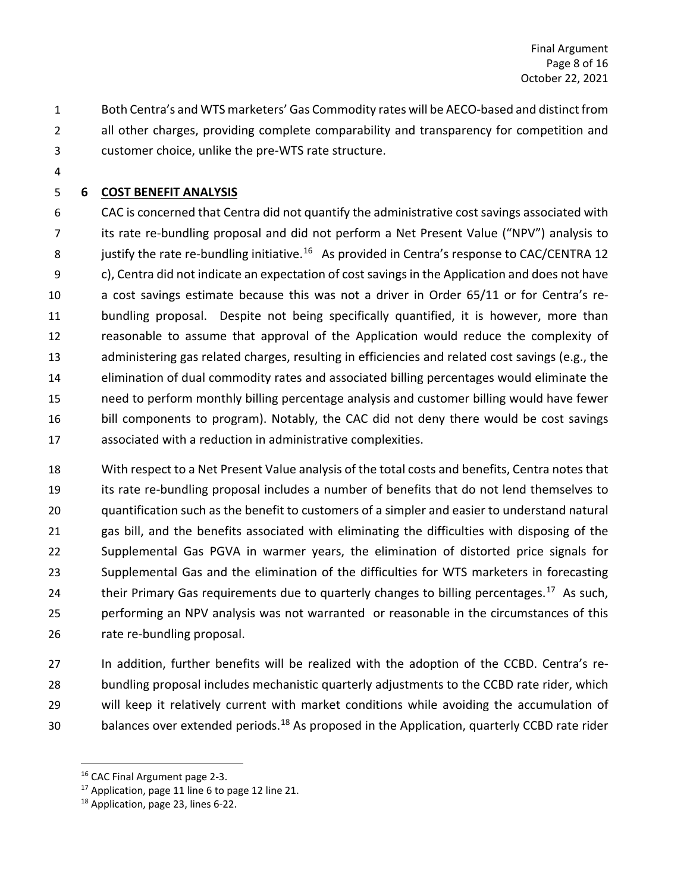Both Centra's and WTS marketers' Gas Commodity rates will be AECO-based and distinct from all other charges, providing complete comparability and transparency for competition and customer choice, unlike the pre-WTS rate structure.

## 6 COST BENEFIT ANALYSIS

CAC is concerned that Centra did not quantify the administrative cost savings associated with its rate re-bundling proposal and did not perform a Net Present Value ("NPV") analysis to justify the rate re-bundling initiative.[16] As provided in Centra's response to CAC/CENTRA 12 c), Centra did not indicate an expectation of cost savings in the Application and does not have a cost savings estimate because this was not a driver in Order 65/11 or for Centra's re-bundling proposal. Despite not being specifically quantified, it is however, more than reasonable to assume that approval of the Application would reduce the complexity of administering gas related charges, resulting in efficiencies and related cost savings (e.g., the elimination of dual commodity rates and associated billing percentages would eliminate the need to perform monthly billing percentage analysis and customer billing would have fewer bill components to program). Notably, the CAC did not deny there would be cost savings associated with a reduction in administrative complexities.

With respect to a Net Present Value analysis of the total costs and benefits, Centra notes that its rate re-bundling proposal includes a number of benefits that do not lend themselves to quantification such as the benefit to customers of a simpler and easier to understand natural gas bill, and the benefits associated with eliminating the difficulties with disposing of the Supplemental Gas PGVA in warmer years, the elimination of distorted price signals for Supplemental Gas and the elimination of the difficulties for WTS marketers in forecasting their Primary Gas requirements due to quarterly changes to billing percentages.[17] As such, performing an NPV analysis was not warranted or reasonable in the circumstances of this rate re-bundling proposal.

In addition, further benefits will be realized with the adoption of the CCBD. Centra's re-bundling proposal includes mechanistic quarterly adjustments to the CCBD rate rider, which will keep it relatively current with market conditions while avoiding the accumulation of balances over extended periods.[18] As proposed in the Application, quarterly CCBD rate rider

---

[16] CAC Final Argument page 2-3.

[17] Application, page 11 line 6 to page 12 line 21.

[18] Application, page 23, lines 6-22.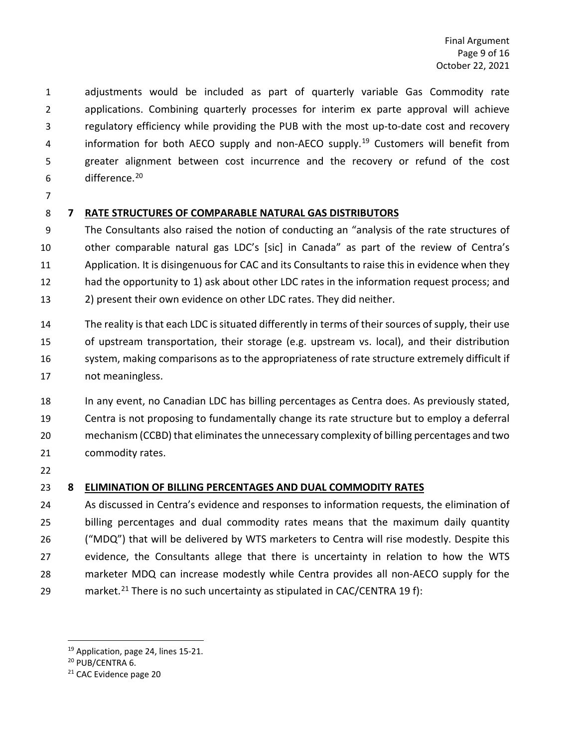adjustments would be included as part of quarterly variable Gas Commodity rate applications. Combining quarterly processes for interim ex parte approval will achieve regulatory efficiency while providing the PUB with the most up-to-date cost and recovery information for both AECO supply and non-AECO supply.[19] Customers will benefit from greater alignment between cost incurrence and the recovery or refund of the cost difference.[20]

## 7 RATE STRUCTURES OF COMPARABLE NATURAL GAS DISTRIBUTORS

The Consultants also raised the notion of conducting an "analysis of the rate structures of other comparable natural gas LDC's [sic] in Canada" as part of the review of Centra's Application. It is disingenuous for CAC and its Consultants to raise this in evidence when they had the opportunity to 1) ask about other LDC rates in the information request process; and 2) present their own evidence on other LDC rates. They did neither.

The reality is that each LDC is situated differently in terms of their sources of supply, their use of upstream transportation, their storage (e.g. upstream vs. local), and their distribution system, making comparisons as to the appropriateness of rate structure extremely difficult if not meaningless.

In any event, no Canadian LDC has billing percentages as Centra does. As previously stated, Centra is not proposing to fundamentally change its rate structure but to employ a deferral mechanism (CCBD) that eliminates the unnecessary complexity of billing percentages and two commodity rates.

## 8 ELIMINATION OF BILLING PERCENTAGES AND DUAL COMMODITY RATES

As discussed in Centra's evidence and responses to information requests, the elimination of billing percentages and dual commodity rates means that the maximum daily quantity ("MDQ") that will be delivered by WTS marketers to Centra will rise modestly. Despite this evidence, the Consultants allege that there is uncertainty in relation to how the WTS marketer MDQ can increase modestly while Centra provides all non-AECO supply for the market.[21] There is no such uncertainty as stipulated in CAC/CENTRA 19 f):

---

[19] Application, page 24, lines 15-21.

[20] PUB/CENTRA 6.

[21] CAC Evidence page 20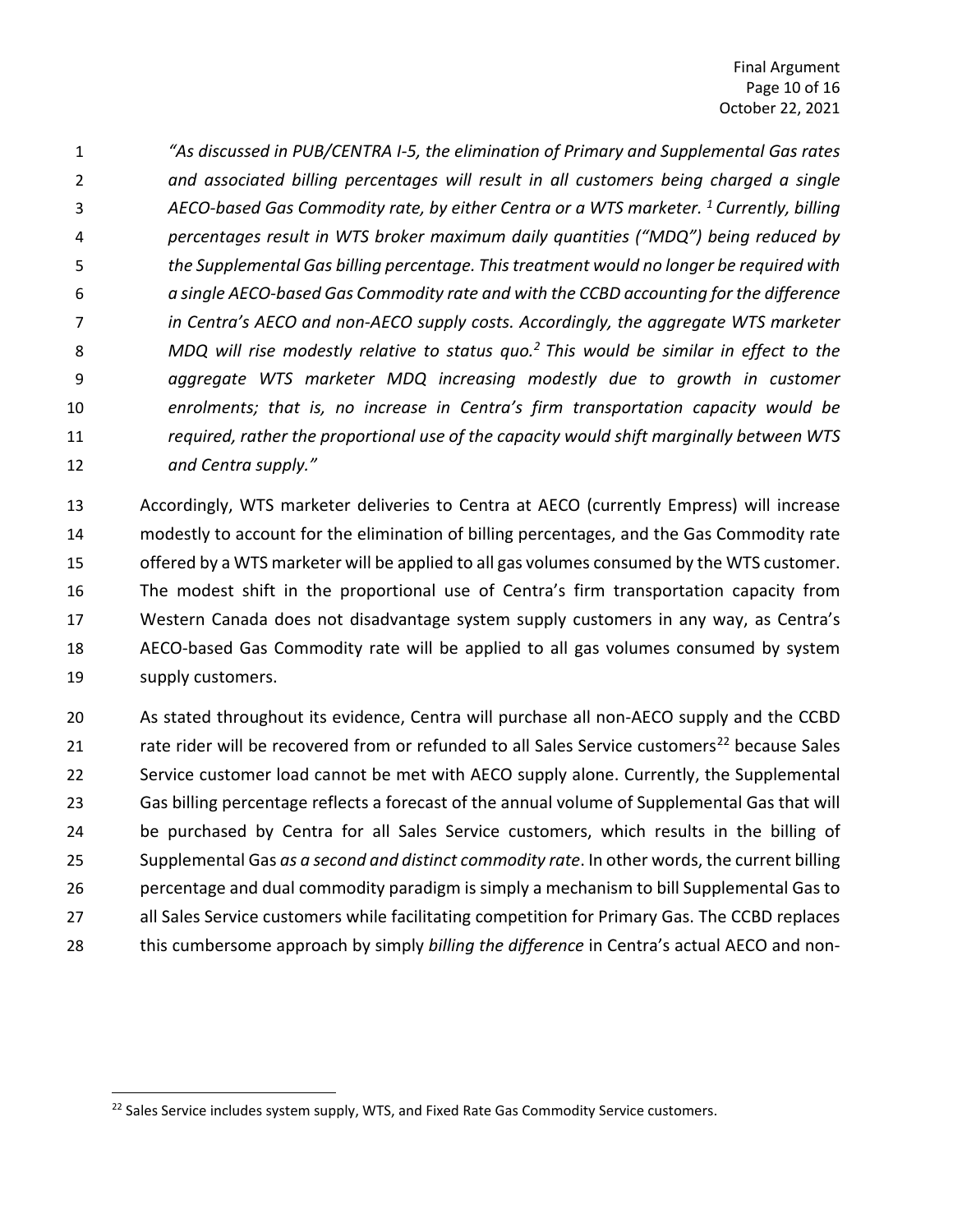*"As discussed in PUB/CENTRA I-5, the elimination of Primary and Supplemental Gas rates and associated billing percentages will result in all customers being charged a single AECO-based Gas Commodity rate, by either Centra or a WTS marketer. [1] Currently, billing percentages result in WTS broker maximum daily quantities ("MDQ") being reduced by the Supplemental Gas billing percentage. This treatment would no longer be required with a single AECO-based Gas Commodity rate and with the CCBD accounting for the difference in Centra's AECO and non-AECO supply costs. Accordingly, the aggregate WTS marketer MDQ will rise modestly relative to status quo.[2] This would be similar in effect to the aggregate WTS marketer MDQ increasing modestly due to growth in customer enrolments; that is, no increase in Centra's firm transportation capacity would be required, rather the proportional use of the capacity would shift marginally between WTS and Centra supply."*

Accordingly, WTS marketer deliveries to Centra at AECO (currently Empress) will increase modestly to account for the elimination of billing percentages, and the Gas Commodity rate offered by a WTS marketer will be applied to all gas volumes consumed by the WTS customer. The modest shift in the proportional use of Centra's firm transportation capacity from Western Canada does not disadvantage system supply customers in any way, as Centra's AECO-based Gas Commodity rate will be applied to all gas volumes consumed by system supply customers.

As stated throughout its evidence, Centra will purchase all non-AECO supply and the CCBD rate rider will be recovered from or refunded to all Sales Service customers[22] because Sales Service customer load cannot be met with AECO supply alone. Currently, the Supplemental Gas billing percentage reflects a forecast of the annual volume of Supplemental Gas that will be purchased by Centra for all Sales Service customers, which results in the billing of Supplemental Gas *as a second and distinct commodity rate*. In other words, the current billing percentage and dual commodity paradigm is simply a mechanism to bill Supplemental Gas to all Sales Service customers while facilitating competition for Primary Gas. The CCBD replaces this cumbersome approach by simply *billing the difference* in Centra's actual AECO and non-

[22] Sales Service includes system supply, WTS, and Fixed Rate Gas Commodity Service customers.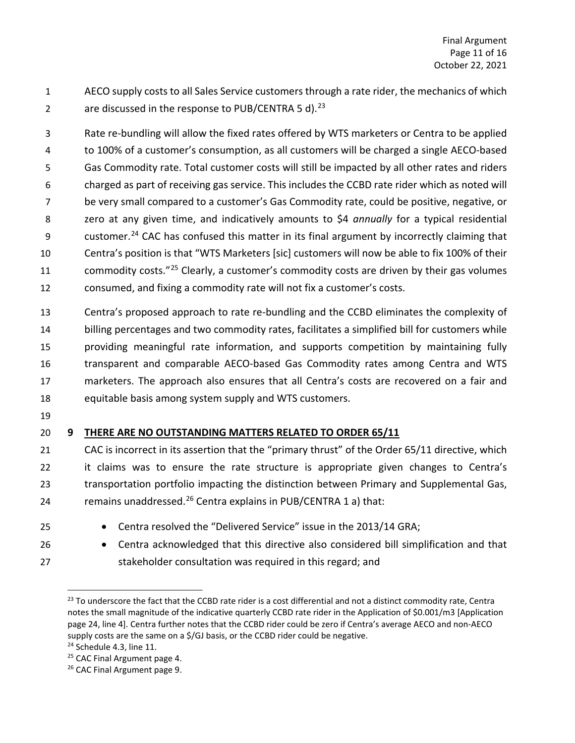AECO supply costs to all Sales Service customers through a rate rider, the mechanics of which are discussed in the response to PUB/CENTRA 5 d).[23]

Rate re-bundling will allow the fixed rates offered by WTS marketers or Centra to be applied to 100% of a customer's consumption, as all customers will be charged a single AECO-based Gas Commodity rate. Total customer costs will still be impacted by all other rates and riders charged as part of receiving gas service. This includes the CCBD rate rider which as noted will be very small compared to a customer's Gas Commodity rate, could be positive, negative, or zero at any given time, and indicatively amounts to $4 *annually* for a typical residential customer.[24] CAC has confused this matter in its final argument by incorrectly claiming that Centra's position is that "WTS Marketers [sic] customers will now be able to fix 100% of their commodity costs."[25] Clearly, a customer's commodity costs are driven by their gas volumes consumed, and fixing a commodity rate will not fix a customer's costs.

Centra's proposed approach to rate re-bundling and the CCBD eliminates the complexity of billing percentages and two commodity rates, facilitates a simplified bill for customers while providing meaningful rate information, and supports competition by maintaining fully transparent and comparable AECO-based Gas Commodity rates among Centra and WTS marketers. The approach also ensures that all Centra's costs are recovered on a fair and equitable basis among system supply and WTS customers.

## 9 THERE ARE NO OUTSTANDING MATTERS RELATED TO ORDER 65/11

CAC is incorrect in its assertion that the "primary thrust" of the Order 65/11 directive, which it claims was to ensure the rate structure is appropriate given changes to Centra's transportation portfolio impacting the distinction between Primary and Supplemental Gas, remains unaddressed.[26] Centra explains in PUB/CENTRA 1 a) that:

- Centra resolved the "Delivered Service" issue in the 2013/14 GRA;
- Centra acknowledged that this directive also considered bill simplification and that stakeholder consultation was required in this regard; and

---

[23] To underscore the fact that the CCBD rate rider is a cost differential and not a distinct commodity rate, Centra notes the small magnitude of the indicative quarterly CCBD rate rider in the Application of $0.001/m3 [Application page 24, line 4]. Centra further notes that the CCBD rider could be zero if Centra's average AECO and non-AECO supply costs are the same on a $/GJ basis, or the CCBD rider could be negative.

[24] Schedule 4.3, line 11.

[25] CAC Final Argument page 4.

[26] CAC Final Argument page 9.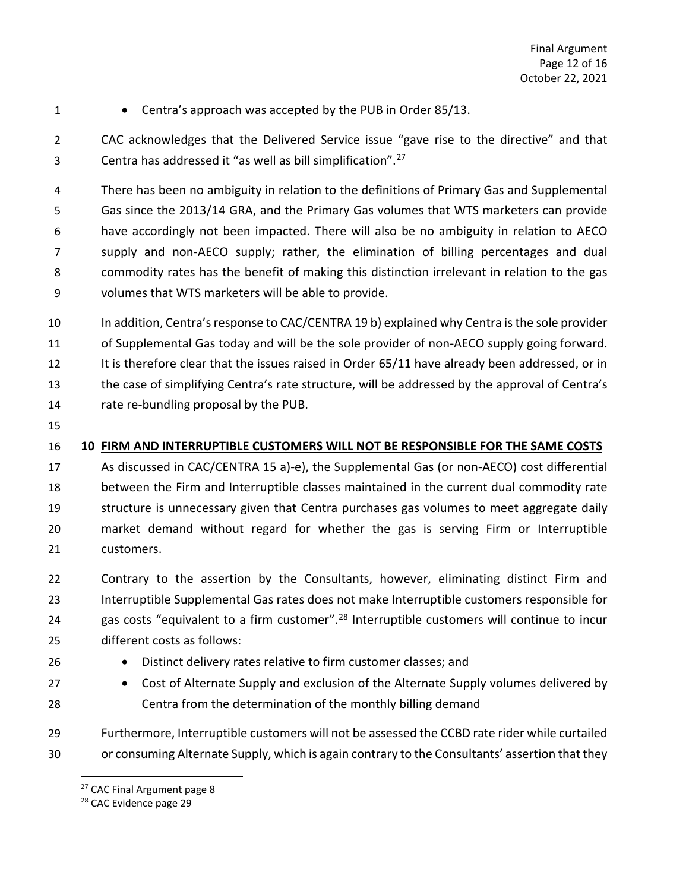- Centra's approach was accepted by the PUB in Order 85/13.

CAC acknowledges that the Delivered Service issue "gave rise to the directive" and that Centra has addressed it "as well as bill simplification".[27]

There has been no ambiguity in relation to the definitions of Primary Gas and Supplemental Gas since the 2013/14 GRA, and the Primary Gas volumes that WTS marketers can provide have accordingly not been impacted. There will also be no ambiguity in relation to AECO supply and non-AECO supply; rather, the elimination of billing percentages and dual commodity rates has the benefit of making this distinction irrelevant in relation to the gas volumes that WTS marketers will be able to provide.

In addition, Centra's response to CAC/CENTRA 19 b) explained why Centra is the sole provider of Supplemental Gas today and will be the sole provider of non-AECO supply going forward. It is therefore clear that the issues raised in Order 65/11 have already been addressed, or in the case of simplifying Centra's rate structure, will be addressed by the approval of Centra's rate re-bundling proposal by the PUB.

## 10 FIRM AND INTERRUPTIBLE CUSTOMERS WILL NOT BE RESPONSIBLE FOR THE SAME COSTS

As discussed in CAC/CENTRA 15 a)-e), the Supplemental Gas (or non-AECO) cost differential between the Firm and Interruptible classes maintained in the current dual commodity rate structure is unnecessary given that Centra purchases gas volumes to meet aggregate daily market demand without regard for whether the gas is serving Firm or Interruptible customers.

Contrary to the assertion by the Consultants, however, eliminating distinct Firm and Interruptible Supplemental Gas rates does not make Interruptible customers responsible for gas costs "equivalent to a firm customer".[28] Interruptible customers will continue to incur different costs as follows:

- Distinct delivery rates relative to firm customer classes; and
- Cost of Alternate Supply and exclusion of the Alternate Supply volumes delivered by Centra from the determination of the monthly billing demand

Furthermore, Interruptible customers will not be assessed the CCBD rate rider while curtailed or consuming Alternate Supply, which is again contrary to the Consultants' assertion that they

[27] CAC Final Argument page 8

[28] CAC Evidence page 29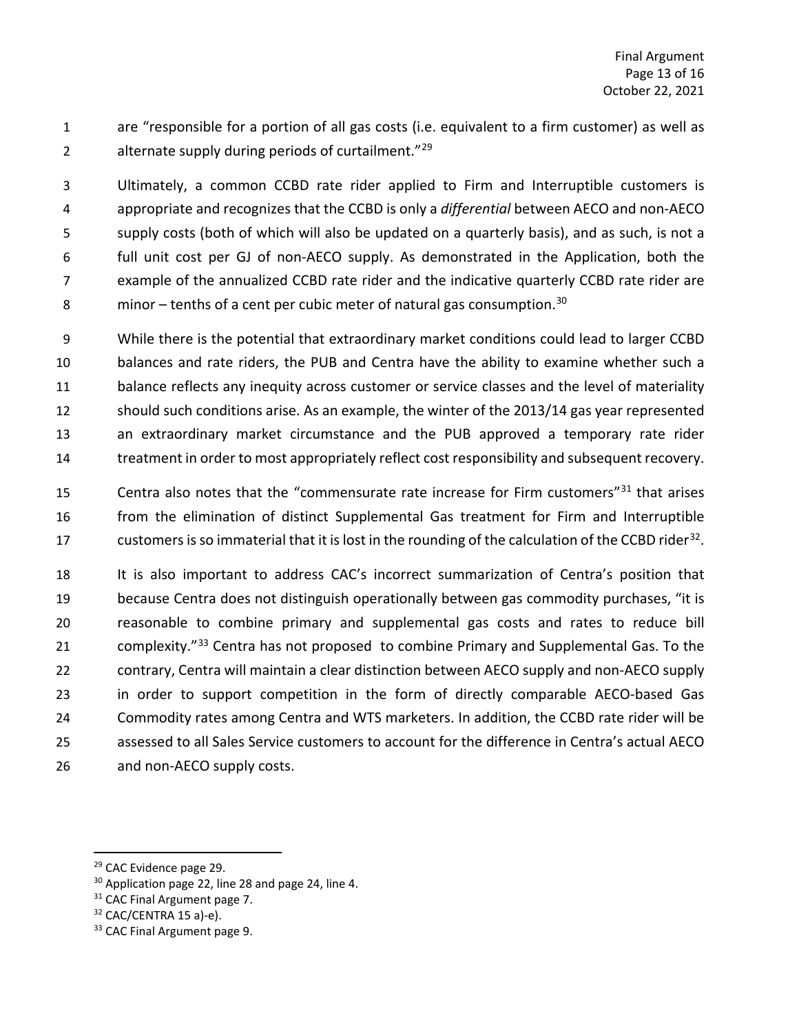are "responsible for a portion of all gas costs (i.e. equivalent to a firm customer) as well as alternate supply during periods of curtailment."[29]

Ultimately, a common CCBD rate rider applied to Firm and Interruptible customers is appropriate and recognizes that the CCBD is only a *differential* between AECO and non-AECO supply costs (both of which will also be updated on a quarterly basis), and as such, is not a full unit cost per GJ of non-AECO supply. As demonstrated in the Application, both the example of the annualized CCBD rate rider and the indicative quarterly CCBD rate rider are minor – tenths of a cent per cubic meter of natural gas consumption.[30]

While there is the potential that extraordinary market conditions could lead to larger CCBD balances and rate riders, the PUB and Centra have the ability to examine whether such a balance reflects any inequity across customer or service classes and the level of materiality should such conditions arise. As an example, the winter of the 2013/14 gas year represented an extraordinary market circumstance and the PUB approved a temporary rate rider treatment in order to most appropriately reflect cost responsibility and subsequent recovery.

Centra also notes that the "commensurate rate increase for Firm customers"[31] that arises from the elimination of distinct Supplemental Gas treatment for Firm and Interruptible customers is so immaterial that it is lost in the rounding of the calculation of the CCBD rider[32].

It is also important to address CAC's incorrect summarization of Centra's position that because Centra does not distinguish operationally between gas commodity purchases, "it is reasonable to combine primary and supplemental gas costs and rates to reduce bill complexity."[33] Centra has not proposed to combine Primary and Supplemental Gas. To the contrary, Centra will maintain a clear distinction between AECO supply and non-AECO supply in order to support competition in the form of directly comparable AECO-based Gas Commodity rates among Centra and WTS marketers. In addition, the CCBD rate rider will be assessed to all Sales Service customers to account for the difference in Centra's actual AECO and non-AECO supply costs.

---

[29] CAC Evidence page 29.

[30] Application page 22, line 28 and page 24, line 4.

[31] CAC Final Argument page 7.

[32] CAC/CENTRA 15 a)-e).

[33] CAC Final Argument page 9.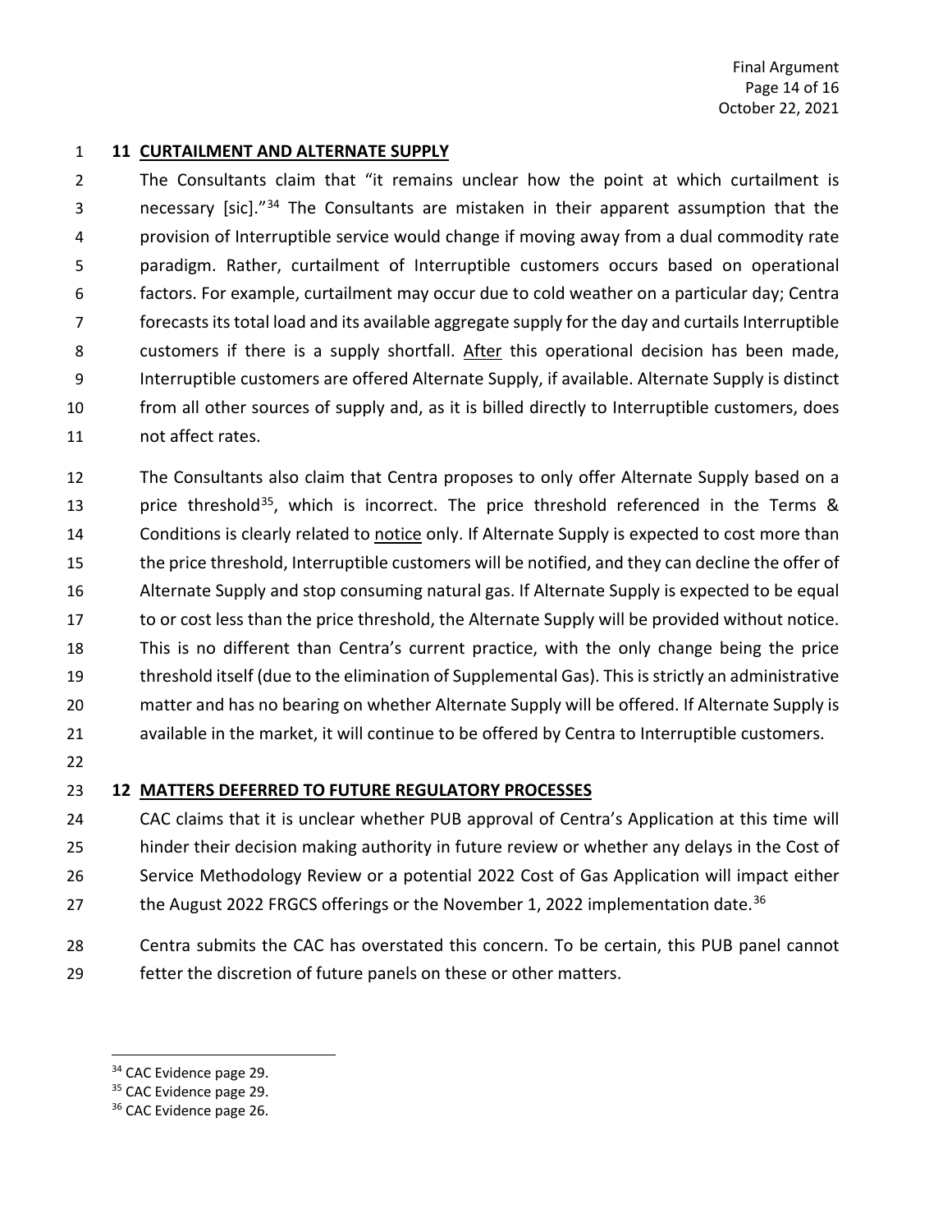## 11 CURTAILMENT AND ALTERNATE SUPPLY

The Consultants claim that "it remains unclear how the point at which curtailment is necessary [sic]."[34] The Consultants are mistaken in their apparent assumption that the provision of Interruptible service would change if moving away from a dual commodity rate paradigm. Rather, curtailment of Interruptible customers occurs based on operational factors. For example, curtailment may occur due to cold weather on a particular day; Centra forecasts its total load and its available aggregate supply for the day and curtails Interruptible customers if there is a supply shortfall. <u>After</u> this operational decision has been made, Interruptible customers are offered Alternate Supply, if available. Alternate Supply is distinct from all other sources of supply and, as it is billed directly to Interruptible customers, does not affect rates.

The Consultants also claim that Centra proposes to only offer Alternate Supply based on a price threshold[35], which is incorrect. The price threshold referenced in the Terms & Conditions is clearly related to <u>notice</u> only. If Alternate Supply is expected to cost more than the price threshold, Interruptible customers will be notified, and they can decline the offer of Alternate Supply and stop consuming natural gas. If Alternate Supply is expected to be equal to or cost less than the price threshold, the Alternate Supply will be provided without notice. This is no different than Centra's current practice, with the only change being the price threshold itself (due to the elimination of Supplemental Gas). This is strictly an administrative matter and has no bearing on whether Alternate Supply will be offered. If Alternate Supply is available in the market, it will continue to be offered by Centra to Interruptible customers.

## 12 MATTERS DEFERRED TO FUTURE REGULATORY PROCESSES

CAC claims that it is unclear whether PUB approval of Centra's Application at this time will hinder their decision making authority in future review or whether any delays in the Cost of Service Methodology Review or a potential 2022 Cost of Gas Application will impact either the August 2022 FRGCS offerings or the November 1, 2022 implementation date.[36]

Centra submits the CAC has overstated this concern. To be certain, this PUB panel cannot fetter the discretion of future panels on these or other matters.

---

[34] CAC Evidence page 29.

[35] CAC Evidence page 29.

[36] CAC Evidence page 26.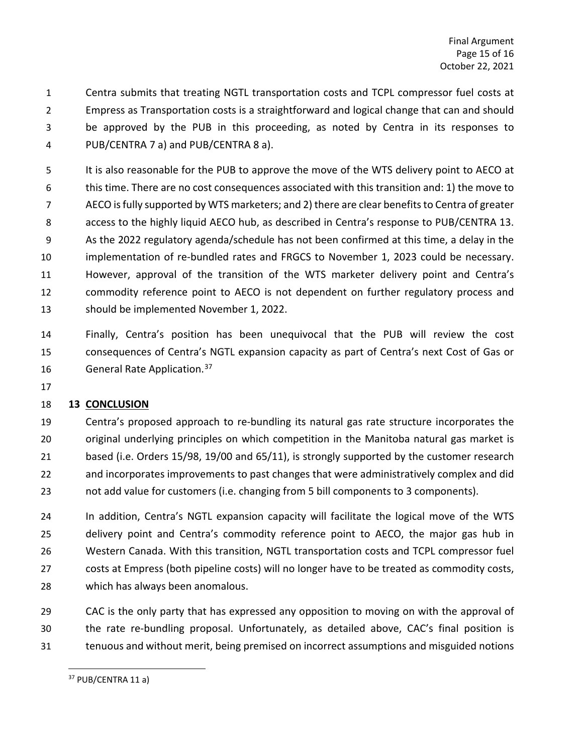Centra submits that treating NGTL transportation costs and TCPL compressor fuel costs at Empress as Transportation costs is a straightforward and logical change that can and should be approved by the PUB in this proceeding, as noted by Centra in its responses to PUB/CENTRA 7 a) and PUB/CENTRA 8 a).

It is also reasonable for the PUB to approve the move of the WTS delivery point to AECO at this time. There are no cost consequences associated with this transition and: 1) the move to AECO is fully supported by WTS marketers; and 2) there are clear benefits to Centra of greater access to the highly liquid AECO hub, as described in Centra's response to PUB/CENTRA 13. As the 2022 regulatory agenda/schedule has not been confirmed at this time, a delay in the implementation of re-bundled rates and FRGCS to November 1, 2023 could be necessary. However, approval of the transition of the WTS marketer delivery point and Centra's commodity reference point to AECO is not dependent on further regulatory process and should be implemented November 1, 2022.

Finally, Centra's position has been unequivocal that the PUB will review the cost consequences of Centra's NGTL expansion capacity as part of Centra's next Cost of Gas or General Rate Application.[37]

## 13 CONCLUSION

Centra's proposed approach to re-bundling its natural gas rate structure incorporates the original underlying principles on which competition in the Manitoba natural gas market is based (i.e. Orders 15/98, 19/00 and 65/11), is strongly supported by the customer research and incorporates improvements to past changes that were administratively complex and did not add value for customers (i.e. changing from 5 bill components to 3 components).

In addition, Centra's NGTL expansion capacity will facilitate the logical move of the WTS delivery point and Centra's commodity reference point to AECO, the major gas hub in Western Canada. With this transition, NGTL transportation costs and TCPL compressor fuel costs at Empress (both pipeline costs) will no longer have to be treated as commodity costs, which has always been anomalous.

CAC is the only party that has expressed any opposition to moving on with the approval of the rate re-bundling proposal. Unfortunately, as detailed above, CAC's final position is tenuous and without merit, being premised on incorrect assumptions and misguided notions

---

[37] PUB/CENTRA 11 a)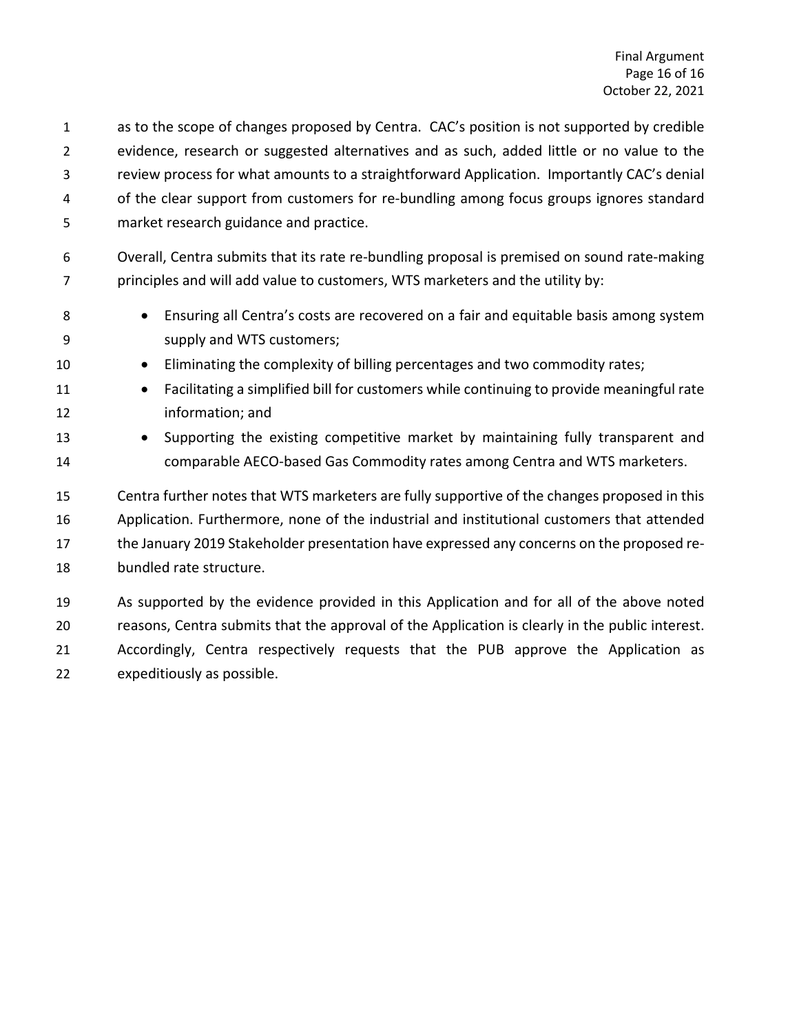as to the scope of changes proposed by Centra. CAC's position is not supported by credible evidence, research or suggested alternatives and as such, added little or no value to the review process for what amounts to a straightforward Application. Importantly CAC's denial of the clear support from customers for re-bundling among focus groups ignores standard market research guidance and practice.

Overall, Centra submits that its rate re-bundling proposal is premised on sound rate-making principles and will add value to customers, WTS marketers and the utility by:

- Ensuring all Centra's costs are recovered on a fair and equitable basis among system supply and WTS customers;
- Eliminating the complexity of billing percentages and two commodity rates;
- Facilitating a simplified bill for customers while continuing to provide meaningful rate information; and
- Supporting the existing competitive market by maintaining fully transparent and comparable AECO-based Gas Commodity rates among Centra and WTS marketers.

Centra further notes that WTS marketers are fully supportive of the changes proposed in this Application. Furthermore, none of the industrial and institutional customers that attended the January 2019 Stakeholder presentation have expressed any concerns on the proposed re-bundled rate structure.

As supported by the evidence provided in this Application and for all of the above noted reasons, Centra submits that the approval of the Application is clearly in the public interest. Accordingly, Centra respectively requests that the PUB approve the Application as expeditiously as possible.